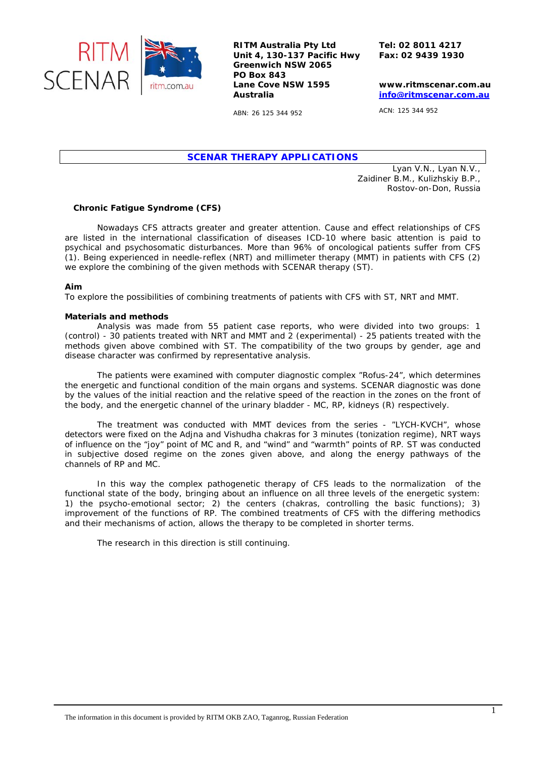RITM SCENAR

ritm.com.au

**RITM Australia Pty Ltd**
**Unit 4, 130-137 Pacific Hwy**
**Greenwich NSW 2065**
**PO Box 843**
**Lane Cove NSW 1595**
**Australia**

ABN: 26 125 344 952

**Tel: 02 8011 4217**
**Fax: 02 9439 1930**

**www.ritmscenar.com.au**
**info@ritmscenar.com.au**

ACN: 125 344 952

## SCENAR THERAPY APPLICATIONS

Lyan V.N., Lyan N.V.,
Zaidiner B.M., Kulizhskiy B.P.,
Rostov-on-Don, Russia

### Chronic Fatigue Syndrome (CFS)

Nowadays CFS attracts greater and greater attention. Cause and effect relationships of CFS are listed in the international classification of diseases ICD-10 where basic attention is paid to psychical and psychosomatic disturbances. More than 96% of oncological patients suffer from CFS (1). Being experienced in needle-reflex (NRT) and millimeter therapy (MMT) in patients with CFS (2) we explore the combining of the given methods with SCENAR therapy (ST).

**Aim**

To explore the possibilities of combining treatments of patients with CFS with ST, NRT and MMT.

**Materials and methods**

Analysis was made from 55 patient case reports, who were divided into two groups: 1 (control) - 30 patients treated with NRT and MMT and 2 (experimental) - 25 patients treated with the methods given above combined with ST. The compatibility of the two groups by gender, age and disease character was confirmed by representative analysis.

The patients were examined with computer diagnostic complex "Rofus-24", which determines the energetic and functional condition of the main organs and systems. SCENAR diagnostic was done by the values of the initial reaction and the relative speed of the reaction in the zones on the front of the body, and the energetic channel of the urinary bladder - MC, RP, kidneys (R) respectively.

The treatment was conducted with MMT devices from the series - "LYCH-KVCH", whose detectors were fixed on the Adjna and Vishudha chakras for 3 minutes (tonization regime), NRT ways of influence on the "joy" point of MC and R, and "wind" and "warmth" points of RP. ST was conducted in subjective dosed regime on the zones given above, and along the energy pathways of the channels of RP and MC.

In this way the complex pathogenetic therapy of CFS leads to the normalization of the functional state of the body, bringing about an influence on all three levels of the energetic system: 1) the psycho-emotional sector; 2) the centers (chakras, controlling the basic functions); 3) improvement of the functions of RP. The combined treatments of CFS with the differing methodics and their mechanisms of action, allows the therapy to be completed in shorter terms.

The research in this direction is still continuing.

The information in this document is provided by RITM OKB ZAO, Taganrog, Russian Federation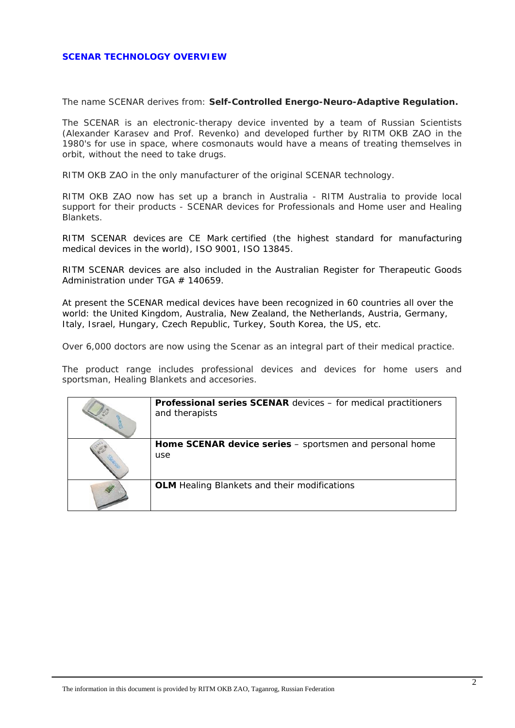## SCENAR TECHNOLOGY OVERVIEW

The name SCENAR derives from: **Self-Controlled Energo-Neuro-Adaptive Regulation.**

The SCENAR is an electronic-therapy device invented by a team of Russian Scientists (Alexander Karasev and Prof. Revenko) and developed further by RITM OKB ZAO in the 1980's for use in space, where cosmonauts would have a means of treating themselves in orbit, without the need to take drugs.

RITM OKB ZAO in the only manufacturer of the original SCENAR technology.

RITM OKB ZAO now has set up a branch in Australia - RITM Australia to provide local support for their products - SCENAR devices for Professionals and Home user and Healing Blankets.

RITM SCENAR devices are CE Mark certified (the highest standard for manufacturing medical devices in the world), ISO 9001, ISO 13845.

RITM SCENAR devices are also included in the Australian Register for Therapeutic Goods Administration under TGA # 140659.

At present the SCENAR medical devices have been recognized in 60 countries all over the world: the United Kingdom, Australia, New Zealand, the Netherlands, Austria, Germany, Italy, Israel, Hungary, Czech Republic, Turkey, South Korea, the US, etc.

Over 6,000 doctors are now using the Scenar as an integral part of their medical practice.

The product range includes professional devices and devices for home users and sportsman, Healing Blankets and accesories.

| | |
|---|---|
| | **Professional series SCENAR** devices – for medical practitioners and therapists |
| | **Home SCENAR device series** – sportsmen and personal home use |
| | **OLM** Healing Blankets and their modifications |

The information in this document is provided by RITM OKB ZAO, Taganrog, Russian Federation